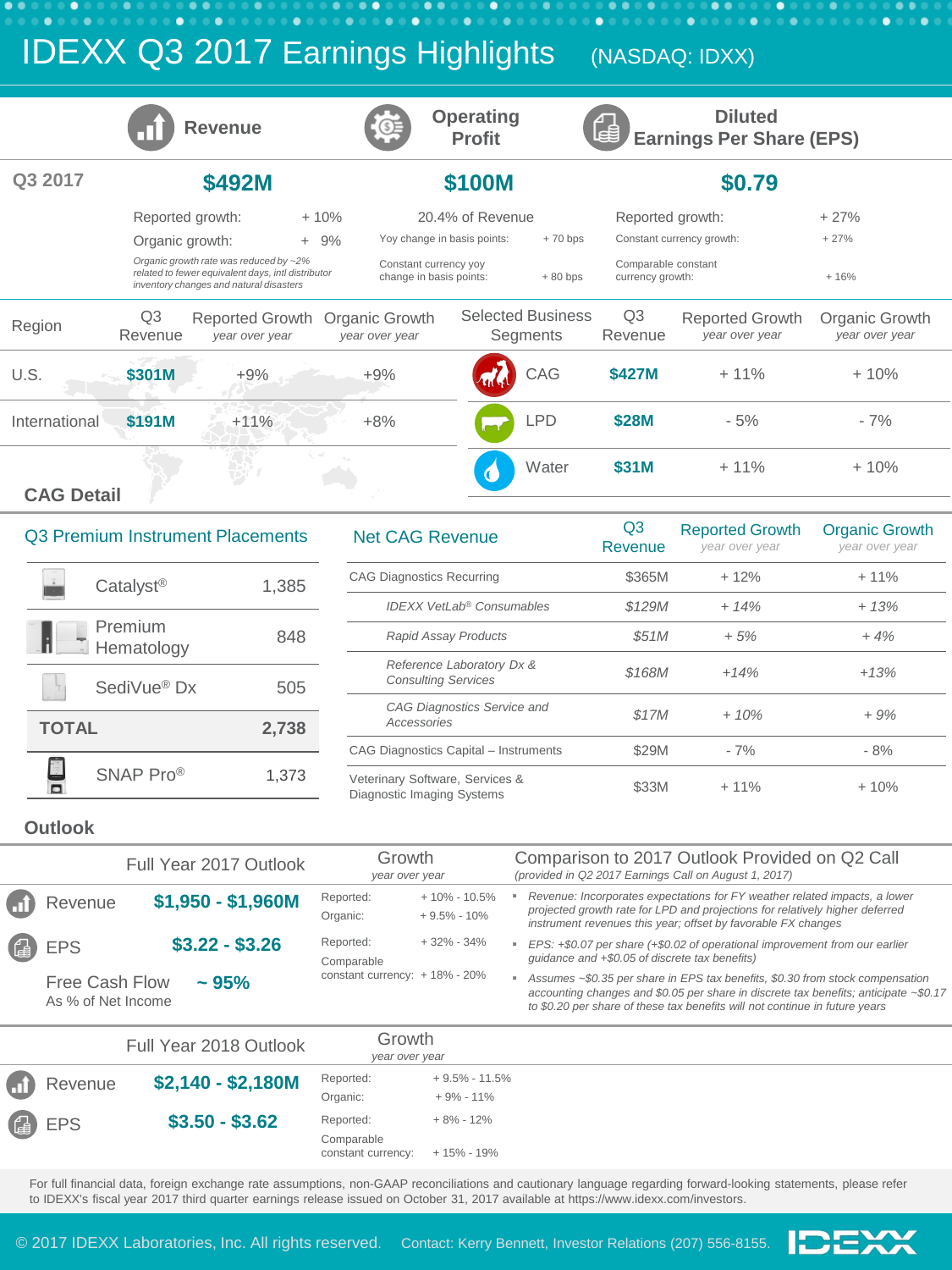# IDEXX Q3 2017 Earnings Highlights (NASDAQ: IDXX)

| | Revenue | Operating Profit | Diluted Earnings Per Share (EPS) |
|---|---|---|---|
| Q3 2017 | **$492M** | **$100M** | **$0.79** |
| | Reported growth: + 10% | 20.4% of Revenue | Reported growth: + 27% |
| | Organic growth: + 9% | Yoy change in basis points: + 70 bps | Constant currency growth: + 27% |
| | *Organic growth rate was reduced by ~2% related to fewer equivalent days, intl distributor inventory changes and natural disasters* | Constant currency yoy change in basis points: + 80 bps | Comparable constant currency growth: + 16% |

| Region | Q3 Revenue | Reported Growth *year over year* | Organic Growth *year over year* |
|---|---|---|---|
| U.S. | $301M | +9% | +9% |
| International | $191M | +11% | +8% |

| Selected Business Segments | Q3 Revenue | Reported Growth *year over year* | Organic Growth *year over year* |
|---|---|---|---|
| CAG | $427M | + 11% | + 10% |
| LPD | $28M | - 5% | - 7% |
| Water | $31M | + 11% | + 10% |

## CAG Detail

| Q3 Premium Instrument Placements | |
|---|---|
| Catalyst® | 1,385 |
| Premium Hematology | 848 |
| SediVue® Dx | 505 |
| **TOTAL** | **2,738** |
| SNAP Pro® | 1,373 |

| Net CAG Revenue | Q3 Revenue | Reported Growth *year over year* | Organic Growth *year over year* |
|---|---|---|---|
| CAG Diagnostics Recurring | $365M | + 12% | + 11% |
| *IDEXX VetLab® Consumables* | *$129M* | *+ 14%* | *+ 13%* |
| *Rapid Assay Products* | *$51M* | *+ 5%* | *+ 4%* |
| *Reference Laboratory Dx & Consulting Services* | *$168M* | *+14%* | *+13%* |
| *CAG Diagnostics Service and Accessories* | *$17M* | *+ 10%* | *+ 9%* |
| CAG Diagnostics Capital – Instruments | $29M | - 7% | - 8% |
| Veterinary Software, Services & Diagnostic Imaging Systems | $33M | + 11% | + 10% |

## Outlook

| Full Year 2017 Outlook | | Growth *year over year* | |
|---|---|---|---|
| Revenue | **$1,950 - $1,960M** | Reported: | + 10% - 10.5% |
| | | Organic: | + 9.5% - 10% |
| EPS | **$3.22 - $3.26** | Reported: | + 32% - 34% |
| | | Comparable constant currency: | + 18% - 20% |
| Free Cash Flow As % of Net Income | **~ 95%** | | |

**Comparison to 2017 Outlook Provided on Q2 Call**
*(provided in Q2 2017 Earnings Call on August 1, 2017)*

- *Revenue: Incorporates expectations for FY weather related impacts, a lower projected growth rate for LPD and projections for relatively higher deferred instrument revenues this year; offset by favorable FX changes*
- *EPS: +$0.07 per share (+$0.02 of operational improvement from our earlier guidance and +$0.05 of discrete tax benefits)*
- *Assumes ~$0.35 per share in EPS tax benefits, $0.30 from stock compensation accounting changes and $0.05 per share in discrete tax benefits; anticipate ~$0.17 to $0.20 per share of these tax benefits will not continue in future years*

| Full Year 2018 Outlook | | Growth *year over year* | |
|---|---|---|---|
| Revenue | **$2,140 - $2,180M** | Reported: | + 9.5% - 11.5% |
| | | Organic: | + 9% - 11% |
| EPS | **$3.50 - $3.62** | Reported: | + 8% - 12% |
| | | Comparable constant currency: | + 15% - 19% |

For full financial data, foreign exchange rate assumptions, non-GAAP reconciliations and cautionary language regarding forward-looking statements, please refer to IDEXX's fiscal year 2017 third quarter earnings release issued on October 31, 2017 available at https://www.idexx.com/investors.

© 2017 IDEXX Laboratories, Inc. All rights reserved. Contact: Kerry Bennett, Investor Relations (207) 556-8155.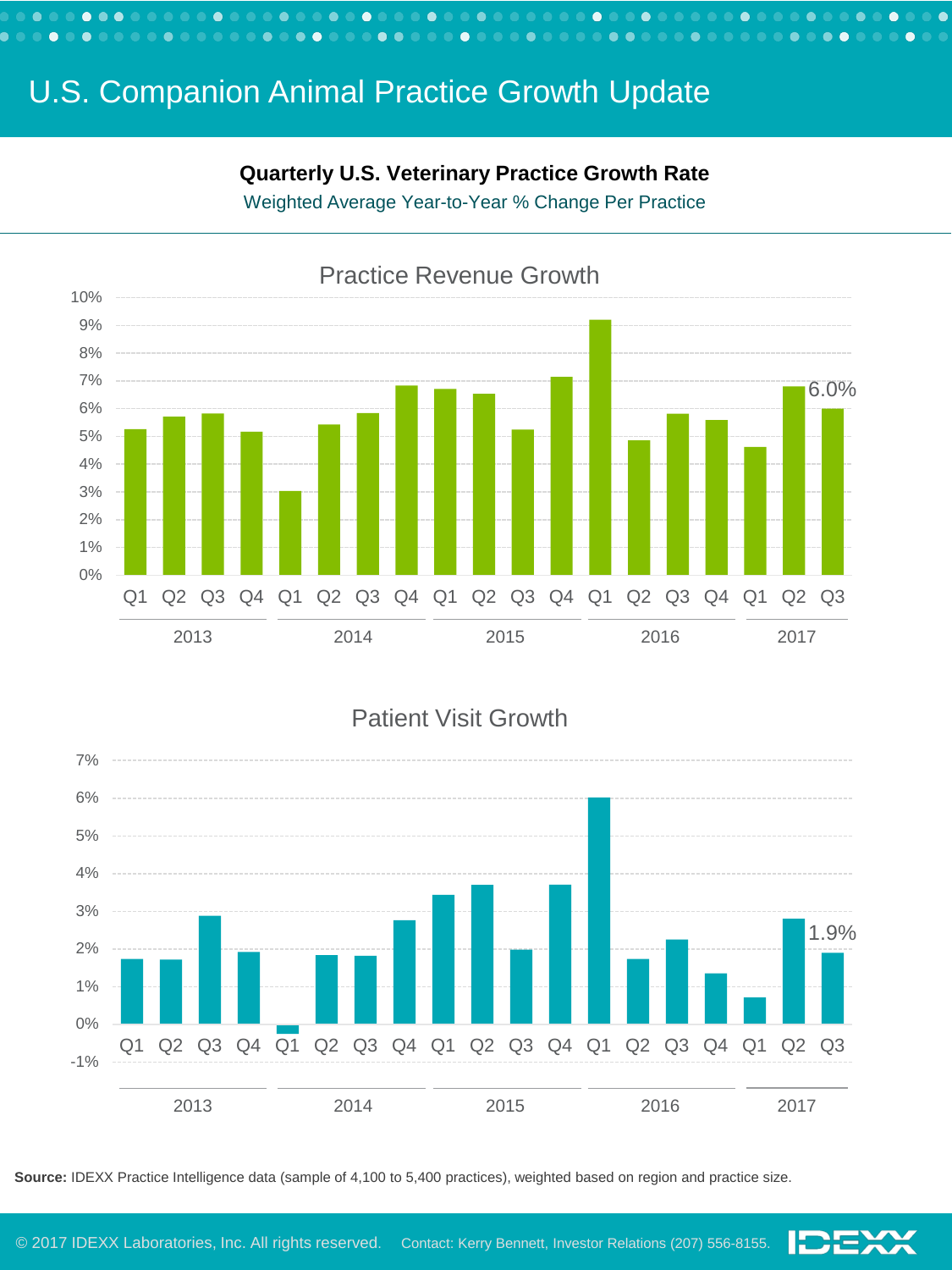# U.S. Companion Animal Practice Growth Update

**Quarterly U.S. Veterinary Practice Growth Rate**

Weighted Average Year-to-Year % Change Per Practice

Practice Revenue Growth

10%
9%
8%
7%
6%
5%
4%
3%
2%
1%
0%

6.0%

Q1 Q2 Q3 Q4 Q1 Q2 Q3 Q4 Q1 Q2 Q3 Q4 Q1 Q2 Q3 Q4 Q1 Q2 Q3

2013 2014 2015 2016 2017

Patient Visit Growth

7%
6%
5%
4%
3%
2%
1%
0%
-1%

1.9%

Q1 Q2 Q3 Q4 Q1 Q2 Q3 Q4 Q1 Q2 Q3 Q4 Q1 Q2 Q3 Q4 Q1 Q2 Q3

2013 2014 2015 2016 2017

**Source:** IDEXX Practice Intelligence data (sample of 4,100 to 5,400 practices), weighted based on region and practice size.

© 2017 IDEXX Laboratories, Inc. All rights reserved. Contact: Kerry Bennett, Investor Relations (207) 556-8155.